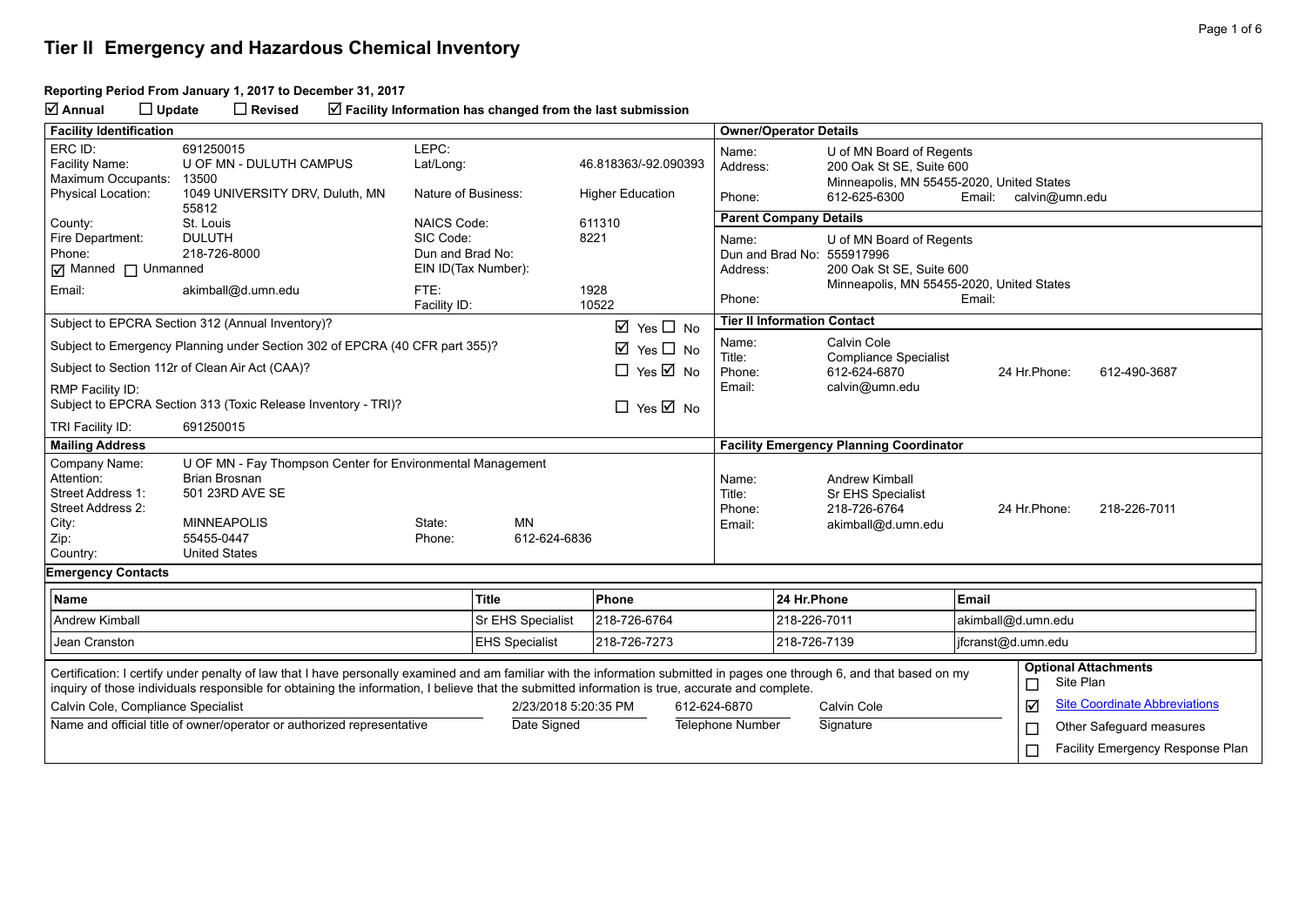# Tier II Emergency and Hazardous Chemical Inventory

**Reporting Period From January 1, 2017 to December 31, 2017**

☑ **Annual** ☐ **Update** ☐ **Revised** ☑ **Facility Information has changed from the last submission**

## Facility Identification

| | | | |
|---|---|---|---|
| ERC ID: | 691250015 | LEPC: | |
| Facility Name: | U OF MN - DULUTH CAMPUS | Lat/Long: | 46.818363/-92.090393 |
| Maximum Occupants: | 13500 | | |
| Physical Location: | 1049 UNIVERSITY DRV, Duluth, MN 55812 | Nature of Business: | Higher Education |
| County: | St. Louis | NAICS Code: | 611310 |
| Fire Department: | DULUTH | SIC Code: | 8221 |
| Phone: | 218-726-8000 | Dun and Brad No: | |
| ☑ Manned ☐ Unmanned | | EIN ID(Tax Number): | |
| Email: | akimball@d.umn.edu | FTE: | 1928 |
| | | Facility ID: | 10522 |

| | |
|---|---|
| Subject to EPCRA Section 312 (Annual Inventory)? | ☑ Yes ☐ No |
| Subject to Emergency Planning under Section 302 of EPCRA (40 CFR part 355)? | ☑ Yes ☐ No |
| Subject to Section 112r of Clean Air Act (CAA)? | ☐ Yes ☑ No |
| RMP Facility ID: | |
| Subject to EPCRA Section 313 (Toxic Release Inventory - TRI)? | ☐ Yes ☑ No |
| TRI Facility ID: 691250015 | |

## Owner/Operator Details

Name: U of MN Board of Regents
Address: 200 Oak St SE, Suite 600
Minneapolis, MN 55455-2020, United States
Phone: 612-625-6300 Email: calvin@umn.edu

## Parent Company Details

Name: U of MN Board of Regents
Dun and Brad No: 555917996
Address: 200 Oak St SE, Suite 600
Minneapolis, MN 55455-2020, United States
Phone: Email:

## Tier II Information Contact

Name: Calvin Cole
Title: Compliance Specialist
Phone: 612-624-6870 24 Hr.Phone: 612-490-3687
Email: calvin@umn.edu

## Mailing Address

| | | | |
|---|---|---|---|
| Company Name: | U OF MN - Fay Thompson Center for Environmental Management | | |
| Attention: | Brian Brosnan | | |
| Street Address 1: | 501 23RD AVE SE | | |
| Street Address 2: | | | |
| City: | MINNEAPOLIS | State: | MN |
| Zip: | 55455-0447 | Phone: | 612-624-6836 |
| Country: | United States | | |

## Facility Emergency Planning Coordinator

Name: Andrew Kimball
Title: Sr EHS Specialist
Phone: 218-726-6764 24 Hr.Phone: 218-226-7011
Email: akimball@d.umn.edu

## Emergency Contacts

| Name | Title | Phone | 24 Hr.Phone | Email |
|---|---|---|---|---|
| Andrew Kimball | Sr EHS Specialist | 218-726-6764 | 218-226-7011 | akimball@d.umn.edu |
| Jean Cranston | EHS Specialist | 218-726-7273 | 218-726-7139 | jfcranst@d.umn.edu |

Certification: I certify under penalty of law that I have personally examined and am familiar with the information submitted in pages one through 6, and that based on my inquiry of those individuals responsible for obtaining the information, I believe that the submitted information is true, accurate and complete.

| Name and official title of owner/operator or authorized representative | Date Signed | Telephone Number | Signature |
|---|---|---|---|
| Calvin Cole, Compliance Specialist | 2/23/2018 5:20:35 PM | 612-624-6870 | Calvin Cole |

**Optional Attachments**

☐ Site Plan
☑ Site Coordinate Abbreviations
☐ Other Safeguard measures
☐ Facility Emergency Response Plan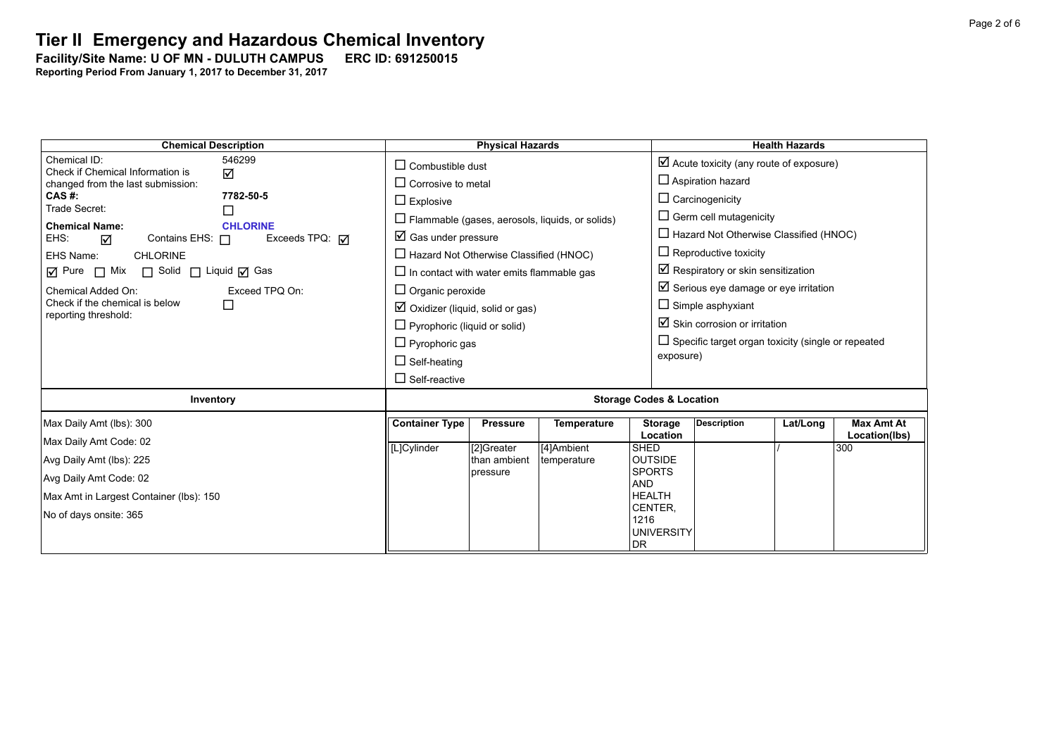# Tier II Emergency and Hazardous Chemical Inventory

**Facility/Site Name: U OF MN - DULUTH CAMPUS ERC ID: 691250015**

**Reporting Period From January 1, 2017 to December 31, 2017**

| Chemical Description | Physical Hazards | Health Hazards |
|---|---|---|
| Chemical ID: 546299<br>Check if Chemical Information is changed from the last submission: ☑<br>**CAS #:** **7782-50-5**<br>Trade Secret: ☐<br>**Chemical Name:** **CHLORINE**<br>EHS: ☑ Contains EHS: ☐ Exceeds TPQ: ☑<br>EHS Name: CHLORINE<br>☑ Pure ☐ Mix ☐ Solid ☐ Liquid ☑ Gas<br>Chemical Added On: Exceed TPQ On:<br>Check if the chemical is below reporting threshold: ☐ | ☐ Combustible dust<br>☐ Corrosive to metal<br>☐ Explosive<br>☐ Flammable (gases, aerosols, liquids, or solids)<br>☑ Gas under pressure<br>☐ Hazard Not Otherwise Classified (HNOC)<br>☐ In contact with water emits flammable gas<br>☐ Organic peroxide<br>☑ Oxidizer (liquid, solid or gas)<br>☐ Pyrophoric (liquid or solid)<br>☐ Pyrophoric gas<br>☐ Self-heating<br>☐ Self-reactive | ☑ Acute toxicity (any route of exposure)<br>☐ Aspiration hazard<br>☐ Carcinogenicity<br>☐ Germ cell mutagenicity<br>☐ Hazard Not Otherwise Classified (HNOC)<br>☐ Reproductive toxicity<br>☑ Respiratory or skin sensitization<br>☑ Serious eye damage or eye irritation<br>☐ Simple asphyxiant<br>☑ Skin corrosion or irritation<br>☐ Specific target organ toxicity (single or repeated exposure) |

**Inventory**

Max Daily Amt (lbs): 300

Max Daily Amt Code: 02

Avg Daily Amt (lbs): 225

Avg Daily Amt Code: 02

Max Amt in Largest Container (lbs): 150

No of days onsite: 365

**Storage Codes & Location**

| Container Type | Pressure | Temperature | Storage Location | Description | Lat/Long | Max Amt At Location(lbs) |
|---|---|---|---|---|---|---|
| [L]Cylinder | [2]Greater than ambient pressure | [4]Ambient temperature | SHED OUTSIDE SPORTS AND HEALTH CENTER, 1216 UNIVERSITY DR | | / | 300 |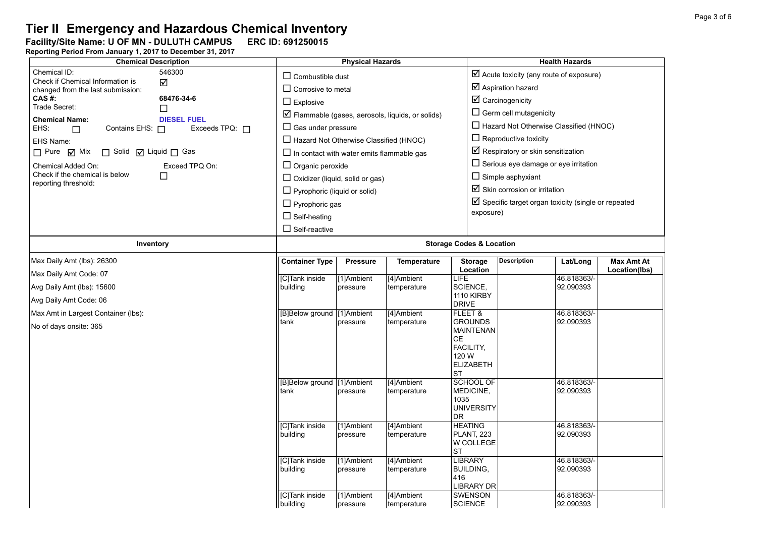# Tier II Emergency and Hazardous Chemical Inventory

**Facility/Site Name: U OF MN - DULUTH CAMPUS ERC ID: 691250015**

**Reporting Period From January 1, 2017 to December 31, 2017**

| Chemical Description | Physical Hazards | Health Hazards |
|---|---|---|
| Chemical ID: 546300<br>Check if Chemical Information is changed from the last submission: ☑<br>**CAS #:** **68476-34-6**<br>Trade Secret: ☐<br>**Chemical Name:** **DIESEL FUEL**<br>EHS: ☐ Contains EHS: ☐ Exceeds TPQ: ☐<br>EHS Name:<br>☐ Pure ☑ Mix ☐ Solid ☑ Liquid ☐ Gas<br>Chemical Added On: Exceed TPQ On:<br>Check if the chemical is below reporting threshold: ☐ | ☐ Combustible dust<br>☐ Corrosive to metal<br>☐ Explosive<br>☑ Flammable (gases, aerosols, liquids, or solids)<br>☐ Gas under pressure<br>☐ Hazard Not Otherwise Classified (HNOC)<br>☐ In contact with water emits flammable gas<br>☐ Organic peroxide<br>☐ Oxidizer (liquid, solid or gas)<br>☐ Pyrophoric (liquid or solid)<br>☐ Pyrophoric gas<br>☐ Self-heating<br>☐ Self-reactive | ☑ Acute toxicity (any route of exposure)<br>☑ Aspiration hazard<br>☑ Carcinogenicity<br>☐ Germ cell mutagenicity<br>☐ Hazard Not Otherwise Classified (HNOC)<br>☐ Reproductive toxicity<br>☑ Respiratory or skin sensitization<br>☐ Serious eye damage or eye irritation<br>☐ Simple asphyxiant<br>☑ Skin corrosion or irritation<br>☑ Specific target organ toxicity (single or repeated exposure) |

**Inventory**

Max Daily Amt (lbs): 26300

Max Daily Amt Code: 07

Avg Daily Amt (lbs): 15600

Avg Daily Amt Code: 06

Max Amt in Largest Container (lbs):

No of days onsite: 365

**Storage Codes & Location**

| Container Type | Pressure | Temperature | Storage Location | Description | Lat/Long | Max Amt At Location(lbs) |
|---|---|---|---|---|---|---|
| [C]Tank inside building | [1]Ambient pressure | [4]Ambient temperature | LIFE SCIENCE, 1110 KIRBY DRIVE | | 46.818363/-92.090393 | |
| [B]Below ground tank | [1]Ambient pressure | [4]Ambient temperature | FLEET & GROUNDS MAINTENANCE FACILITY, 120 W ELIZABETH ST | | 46.818363/-92.090393 | |
| [B]Below ground tank | [1]Ambient pressure | [4]Ambient temperature | SCHOOL OF MEDICINE, 1035 UNIVERSITY DR | | 46.818363/-92.090393 | |
| [C]Tank inside building | [1]Ambient pressure | [4]Ambient temperature | HEATING PLANT, 223 W COLLEGE ST | | 46.818363/-92.090393 | |
| [C]Tank inside building | [1]Ambient pressure | [4]Ambient temperature | LIBRARY BUILDING, 416 LIBRARY DR | | 46.818363/-92.090393 | |
| [C]Tank inside building | [1]Ambient pressure | [4]Ambient temperature | SWENSON SCIENCE | | 46.818363/-92.090393 | |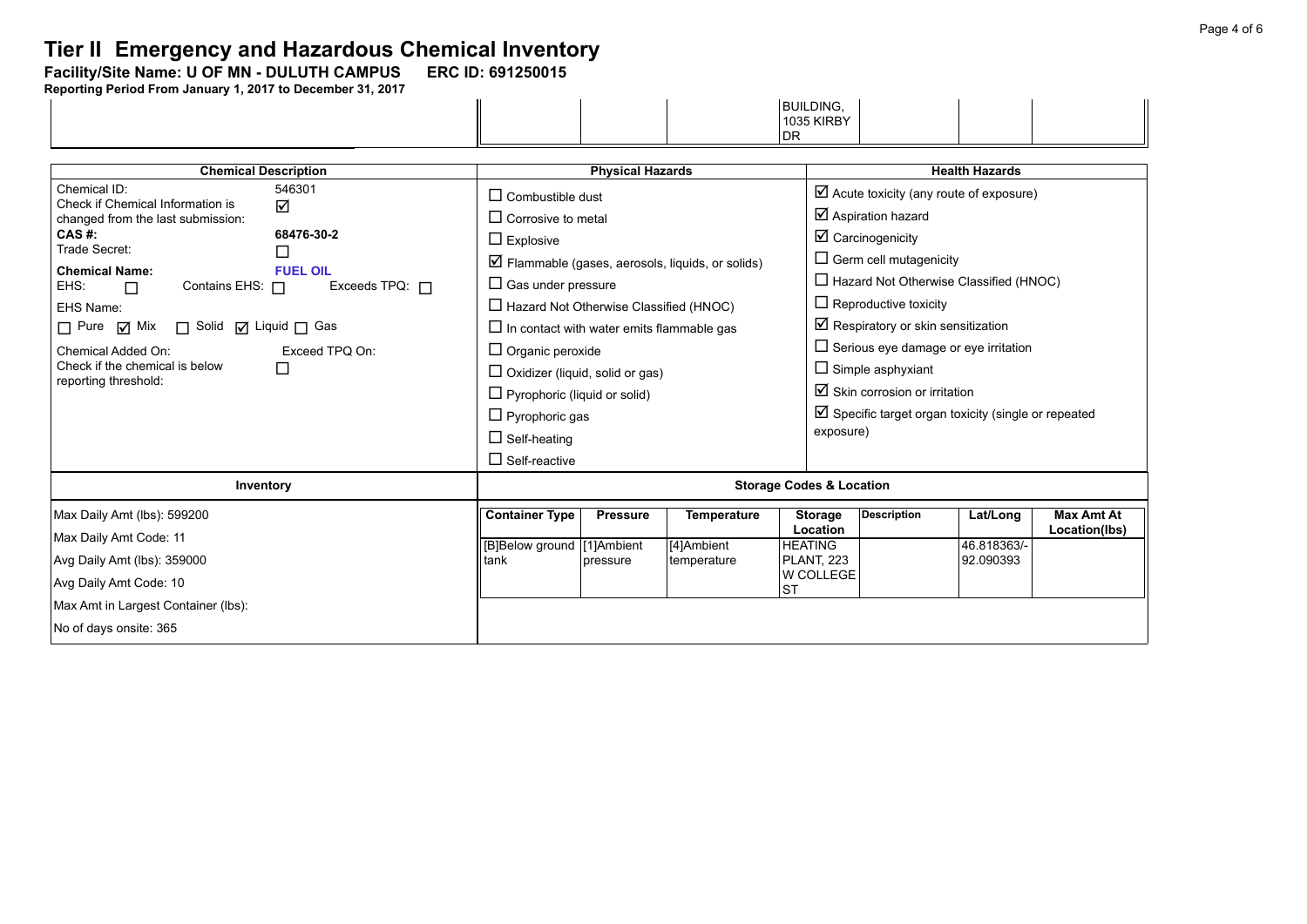# Tier II Emergency and Hazardous Chemical Inventory

**Facility/Site Name: U OF MN - DULUTH CAMPUS ERC ID: 691250015**

**Reporting Period From January 1, 2017 to December 31, 2017**

| | | | | | | |
|---|---|---|---|---|---|---|
| | | | BUILDING, 1035 KIRBY DR | | | |

| Chemical Description | Physical Hazards | Health Hazards |
|---|---|---|
| Chemical ID: 546301<br>Check if Chemical Information is changed from the last submission: ☑<br>**CAS #: 68476-30-2**<br>Trade Secret: ☐<br>**Chemical Name: FUEL OIL**<br>EHS: ☐ Contains EHS: ☐ Exceeds TPQ: ☐<br>EHS Name:<br>☐ Pure ☑ Mix ☐ Solid ☑ Liquid ☐ Gas<br>Chemical Added On: Exceed TPQ On:<br>Check if the chemical is below reporting threshold: ☐ | ☐ Combustible dust<br>☐ Corrosive to metal<br>☐ Explosive<br>☑ Flammable (gases, aerosols, liquids, or solids)<br>☐ Gas under pressure<br>☐ Hazard Not Otherwise Classified (HNOC)<br>☐ In contact with water emits flammable gas<br>☐ Organic peroxide<br>☐ Oxidizer (liquid, solid or gas)<br>☐ Pyrophoric (liquid or solid)<br>☐ Pyrophoric gas<br>☐ Self-heating<br>☐ Self-reactive | ☑ Acute toxicity (any route of exposure)<br>☑ Aspiration hazard<br>☑ Carcinogenicity<br>☐ Germ cell mutagenicity<br>☐ Hazard Not Otherwise Classified (HNOC)<br>☐ Reproductive toxicity<br>☑ Respiratory or skin sensitization<br>☐ Serious eye damage or eye irritation<br>☐ Simple asphyxiant<br>☑ Skin corrosion or irritation<br>☑ Specific target organ toxicity (single or repeated exposure) |

**Inventory**

Max Daily Amt (lbs): 599200

Max Daily Amt Code: 11

Avg Daily Amt (lbs): 359000

Avg Daily Amt Code: 10

Max Amt in Largest Container (lbs):

No of days onsite: 365

**Storage Codes & Location**

| Container Type | Pressure | Temperature | Storage Location | Description | Lat/Long | Max Amt At Location(lbs) |
|---|---|---|---|---|---|---|
| [B]Below ground tank | [1]Ambient pressure | [4]Ambient temperature | HEATING PLANT, 223 W COLLEGE ST | | 46.818363/-92.090393 | |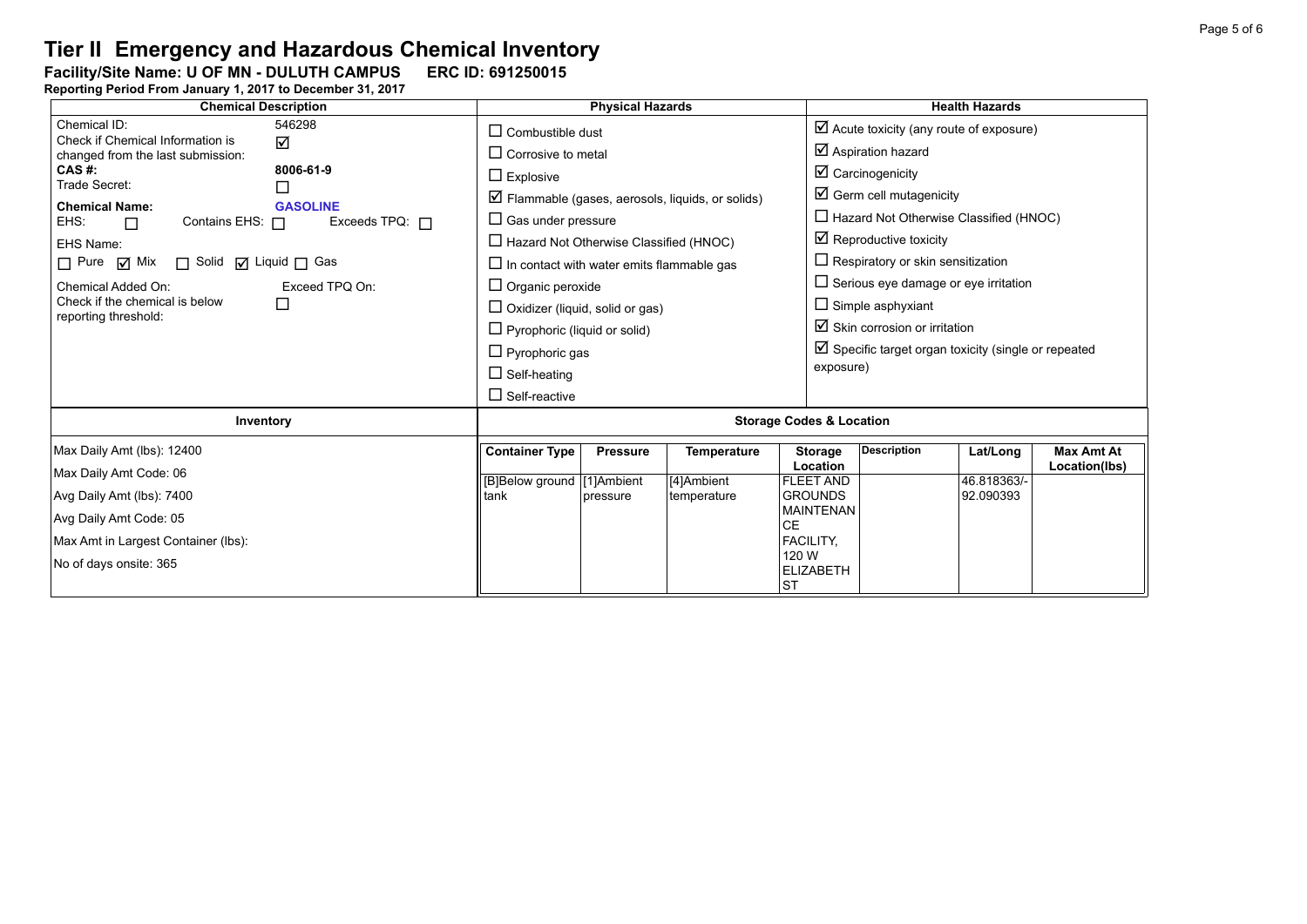# Tier II Emergency and Hazardous Chemical Inventory

**Facility/Site Name: U OF MN - DULUTH CAMPUS ERC ID: 691250015**

**Reporting Period From January 1, 2017 to December 31, 2017**

| Chemical Description | Physical Hazards | Health Hazards |
|---|---|---|
| Chemical ID: 546298<br>Check if Chemical Information is changed from the last submission: ☑<br>**CAS #:** **8006-61-9**<br>Trade Secret: ☐<br>**Chemical Name:** **GASOLINE**<br>EHS: ☐ Contains EHS: ☐ Exceeds TPQ: ☐<br>EHS Name:<br>☐ Pure ☑ Mix ☐ Solid ☑ Liquid ☐ Gas<br>Chemical Added On: Exceed TPQ On:<br>Check if the chemical is below reporting threshold: ☐ | ☐ Combustible dust<br>☐ Corrosive to metal<br>☐ Explosive<br>☑ Flammable (gases, aerosols, liquids, or solids)<br>☐ Gas under pressure<br>☐ Hazard Not Otherwise Classified (HNOC)<br>☐ In contact with water emits flammable gas<br>☐ Organic peroxide<br>☐ Oxidizer (liquid, solid or gas)<br>☐ Pyrophoric (liquid or solid)<br>☐ Pyrophoric gas<br>☐ Self-heating<br>☐ Self-reactive | ☑ Acute toxicity (any route of exposure)<br>☑ Aspiration hazard<br>☑ Carcinogenicity<br>☑ Germ cell mutagenicity<br>☐ Hazard Not Otherwise Classified (HNOC)<br>☑ Reproductive toxicity<br>☐ Respiratory or skin sensitization<br>☐ Serious eye damage or eye irritation<br>☐ Simple asphyxiant<br>☑ Skin corrosion or irritation<br>☑ Specific target organ toxicity (single or repeated exposure) |

| Inventory |
|---|
| Max Daily Amt (lbs): 12400 |
| Max Daily Amt Code: 06 |
| Avg Daily Amt (lbs): 7400 |
| Avg Daily Amt Code: 05 |
| Max Amt in Largest Container (lbs): |
| No of days onsite: 365 |

**Storage Codes & Location**

| Container Type | Pressure | Temperature | Storage Location | Description | Lat/Long | Max Amt At Location(lbs) |
|---|---|---|---|---|---|---|
| [B]Below ground tank | [1]Ambient pressure | [4]Ambient temperature | FLEET AND GROUNDS MAINTENANCE FACILITY, 120 W ELIZABETH ST | | 46.818363/-92.090393 | |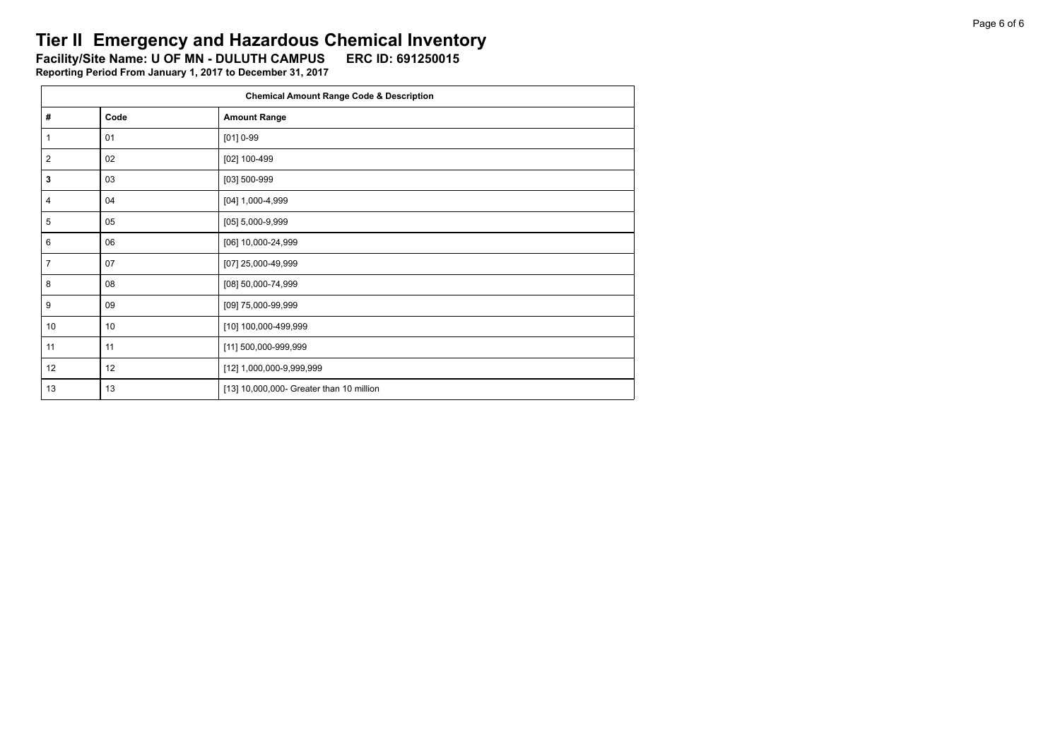# Tier II Emergency and Hazardous Chemical Inventory

**Facility/Site Name: U OF MN - DULUTH CAMPUS ERC ID: 691250015**

**Reporting Period From January 1, 2017 to December 31, 2017**

| Chemical Amount Range Code & Description | | |
|---|---|---|
| **#** | **Code** | **Amount Range** |
| 1 | 01 | [01] 0-99 |
| 2 | 02 | [02] 100-499 |
| 3 | 03 | [03] 500-999 |
| 4 | 04 | [04] 1,000-4,999 |
| 5 | 05 | [05] 5,000-9,999 |
| 6 | 06 | [06] 10,000-24,999 |
| 7 | 07 | [07] 25,000-49,999 |
| 8 | 08 | [08] 50,000-74,999 |
| 9 | 09 | [09] 75,000-99,999 |
| 10 | 10 | [10] 100,000-499,999 |
| 11 | 11 | [11] 500,000-999,999 |
| 12 | 12 | [12] 1,000,000-9,999,999 |
| 13 | 13 | [13] 10,000,000- Greater than 10 million |